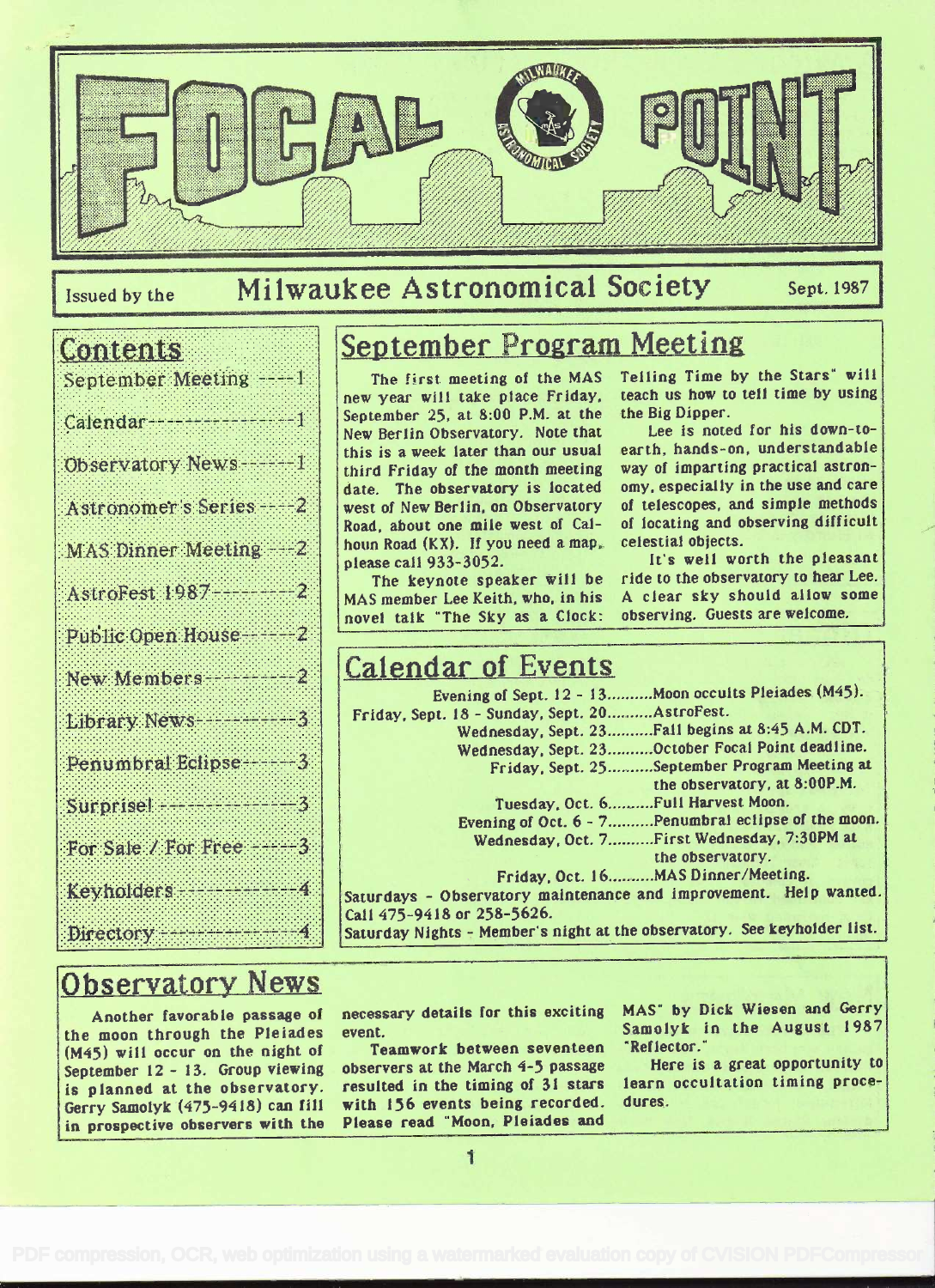# FOCAL POINT

Issued by the **Milwaukee Astronomical Society** Sept. 1987

## Contents

- September Meeting ---- 1
- Calendar ---- 1
- Observatory News ---- 1
- Astronomer's Series ---- 2
- MAS Dinner Meeting ---- 2
- AstroFest 1987 ---- 2
- Public Open House ---- 2
- New Members ---- 2
- Library News ---- 3
- Penumbral Eclipse ---- 3
- Surprise! ---- 3
- For Sale / For Free ---- 3
- Keyholders ---- 4
- Directory ---- 4

## September Program Meeting

The first meeting of the MAS new year will take place Friday, September 25, at 8:00 P.M. at the New Berlin Observatory. Note that this is a week later than our usual third Friday of the month meeting date. The observatory is located west of New Berlin, on Observatory Road, about one mile west of Calhoun Road (KX). If you need a map, please call 933-3052.

The keynote speaker will be MAS member Lee Keith, who, in his novel talk "The Sky as a Clock: Telling Time by the Stars" will teach us how to tell time by using the Big Dipper.

Lee is noted for his down-to-earth, hands-on, understandable way of imparting practical astronomy, especially in the use and care of telescopes, and simple methods of locating and observing difficult celestial objects.

It's well worth the pleasant ride to the observatory to hear Lee. A clear sky should allow some observing. Guests are welcome.

## Calendar of Events

- Evening of Sept. 12 - 13..........Moon occults Pleiades (M45).
- Friday, Sept. 18 - Sunday, Sept. 20..........AstroFest.
- Wednesday, Sept. 23..........Fall begins at 8:45 A.M. CDT.
- Wednesday, Sept. 23..........October Focal Point deadline.
- Friday, Sept. 25..........September Program Meeting at the observatory, at 8:00P.M.
- Tuesday, Oct. 6..........Full Harvest Moon.
- Evening of Oct. 6 - 7..........Penumbral eclipse of the moon.
- Wednesday, Oct. 7..........First Wednesday, 7:30PM at the observatory.
- Friday, Oct. 16..........MAS Dinner/Meeting.

Saturdays - Observatory maintenance and improvement. Help wanted. Call 475-9418 or 258-5626.

Saturday Nights - Member's night at the observatory. See keyholder list.

## Observatory News

Another favorable passage of the moon through the Pleiades (M45) will occur on the night of September 12 - 13. Group viewing is planned at the observatory. Gerry Samolyk (475-9418) can fill in prospective observers with the necessary details for this exciting event.

Teamwork between seventeen observers at the March 4-5 passage resulted in the timing of 31 stars with 156 events being recorded. Please read "Moon, Pleiades and MAS" by Dick Wiesen and Gerry Samolyk in the August 1987 "Reflector."

Here is a great opportunity to learn occultation timing procedures.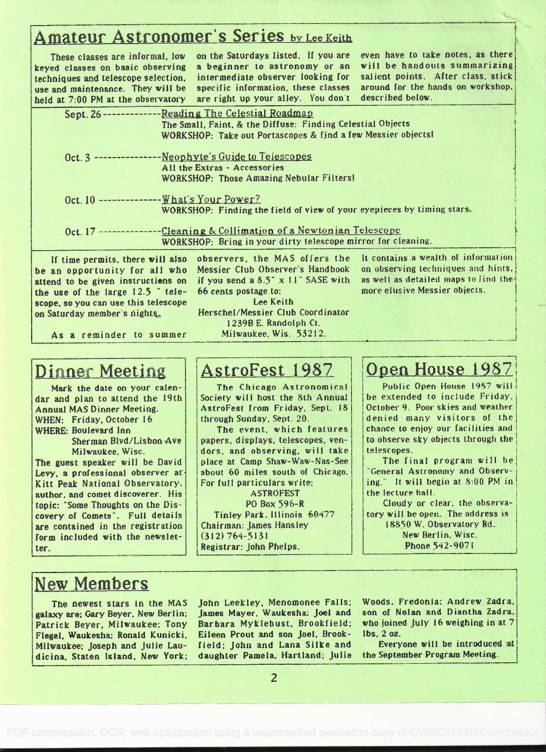## Amateur Astronomer's Series by Lee Keith

These classes are informal, low keyed classes on basic observing techniques and telescope selection, use and maintenance. They will be held at 7:00 PM at the observatory on the Saturdays listed. If you are a beginner to astronomy or an intermediate observer looking for specific information, these classes are right up your alley. You don't even have to take notes, as there will be handouts summarizing salient points. After class, stick around for the hands on workshop, described below.

Sept. 26 ------------- Reading The Celestial Roadmap
The Small, Faint, & the Diffuse: Finding Celestial Objects
WORKSHOP: Take out Portascopes & find a few Messier objects!

Oct. 3 --------------- Neophyte's Guide to Telescopes
All the Extras - Accessories
WORKSHOP: Those Amazing Nebular Filters!

Oct. 10 -------------- What's Your Power?
WORKSHOP: Finding the field of view of your eyepieces by timing stars.

Oct. 17 -------------- Cleaning & Collimation of a Newtonian Telescope
WORKSHOP: Bring in your dirty telescope mirror for cleaning.

If time permits, there will also be an opportunity for all who attend to be given instructions on the use of the large 12.5 " telescope, so you can use this telescope on Saturday member's nights.

As a reminder to summer observers, the MAS offers the Messier Club Observer's Handbook if you send a 8.5" x 11" SASE with 66 cents postage to:

Lee Keith
Herschel/Messier Club Coordinator
1239B E. Randolph Ct.
Milwaukee, Wis. 53212.

It contains a wealth of information on observing techniques and hints, as well as detailed maps to find the more elusive Messier objects.

## Dinner Meeting

Mark the date on your calendar and plan to attend the 19th Annual MAS Dinner Meeting.
WHEN: Friday, October 16
WHERE: Boulevard Inn
Sherman Blvd/Lisbon Ave
Milwaukee, Wisc.
The guest speaker will be David Levy, a professional observer at Kitt Peak National Observatory, author, and comet discoverer. His topic: "Some Thoughts on the Discovery of Comets". Full details are contained in the registration form included with the newsletter.

## AstroFest 1987

The Chicago Astronomical Society will host the 8th Annual AstroFest from Friday, Sept. 18 through Sunday, Sept. 20.

The event, which features papers, displays, telescopes, vendors, and observing, will take place at Camp Shaw-Waw-Nas-See about 60 miles south of Chicago. For full particulars write:

ASTROFEST
PO Box 596-R
Tinley Park, Illinois 60477
Chairman: James Hansley
(312) 764-5131
Registrar: John Phelps.

## Open House 1987

Public Open House 1987 will be extended to include Friday, October 9. Poor skies and weather denied many visitors of the chance to enjoy our facilities and to observe sky objects through the telescopes.

The final program will be "General Astronomy and Observing." It will begin at 8:00 PM in the lecture hall.

Cloudy or clear, the observatory will be open. The address is
18850 W. Observatory Rd.
New Berlin, Wisc.
Phone 542-9071

## New Members

The newest stars in the MAS galaxy are: Gary Beyer, New Berlin; Patrick Beyer, Milwaukee; Tony Flegel, Waukesha; Ronald Kunicki, Milwaukee; Joseph and Julie Laudicina, Staten Island, New York; John Leekley, Menomonee Falls; James Mayer, Waukesha; Joel and Barbara Myklebust, Brookfield; Eileen Prout and son Joel, Brookfield; John and Lana Silke and daughter Pamela, Hartland; Julie Woods, Fredonia: Andrew Zadra, son of Nolan and Diantha Zadra, who joined July 16 weighing in at 7 lbs, 2 oz.

Everyone will be introduced at the September Program Meeting.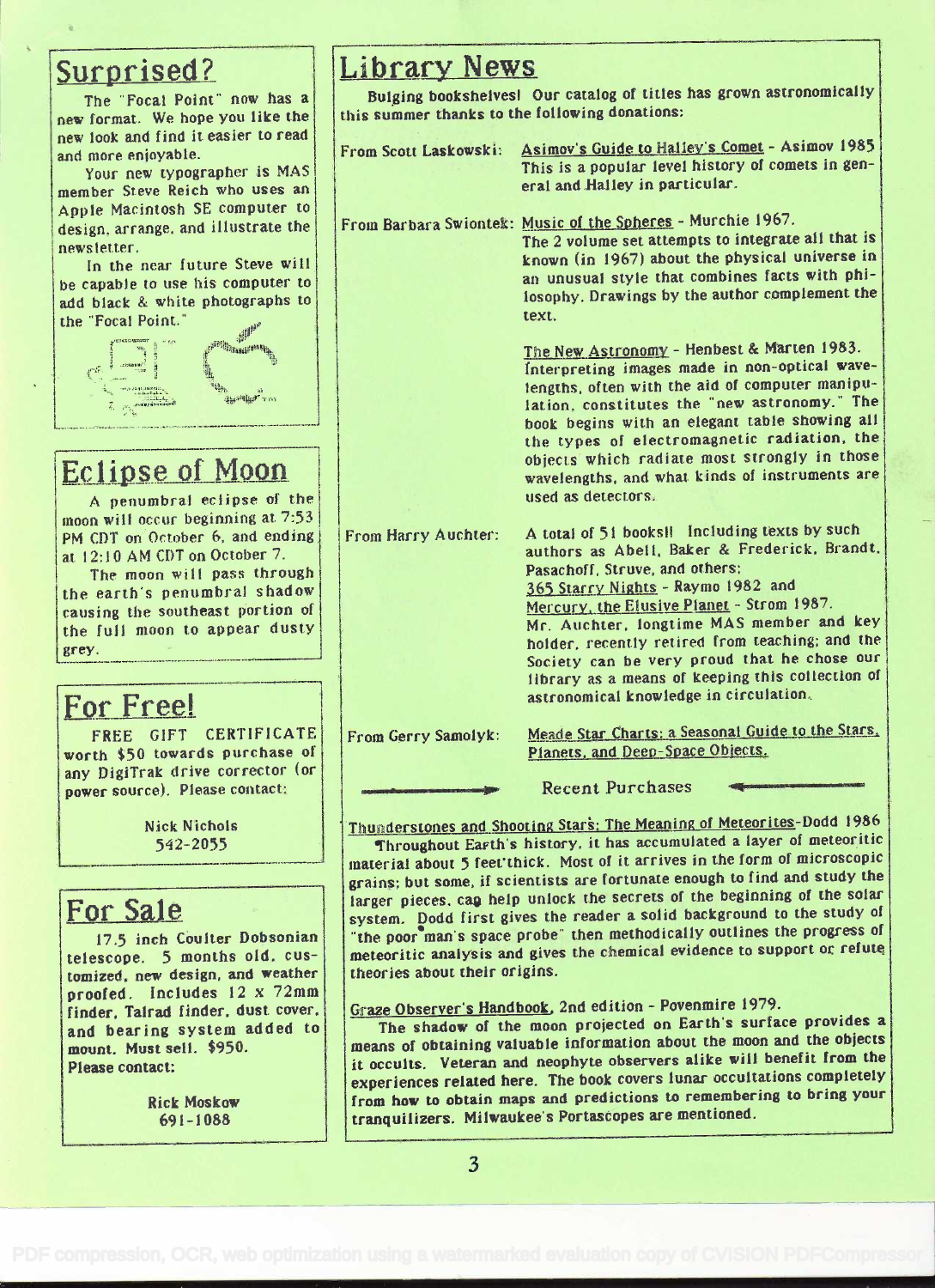## Surprised?

The "Focal Point" now has a new format. We hope you like the new look and find it easier to read and more enjoyable.

Your new typographer is MAS member Steve Reich who uses an Apple Macintosh SE computer to design, arrange, and illustrate the newsletter.

In the near future Steve will be capable to use his computer to add black & white photographs to the "Focal Point."

## Eclipse of Moon

A penumbral eclipse of the moon will occur beginning at 7:53 PM CDT on October 6, and ending at 12:10 AM CDT on October 7.

The moon will pass through the earth's penumbral shadow causing the southeast portion of the full moon to appear dusty grey.

## For Free!

FREE GIFT CERTIFICATE worth $50 towards purchase of any DigiTrak drive corrector (or power source). Please contact:

Nick Nichols
542-2055

## For Sale

17.5 inch Coulter Dobsonian telescope. 5 months old, customized, new design, and weather proofed. Includes 12 x 72mm finder, Telrad finder, dust cover, and bearing system added to mount. Must sell. $950.
Please contact:

Rick Moskow
691-1088

## Library News

Bulging bookshelves! Our catalog of titles has grown astronomically this summer thanks to the following donations:

**From Scott Laskowski:** Asimov's Guide to Halley's Comet - Asimov 1985
This is a popular level history of comets in general and Halley in particular.

**From Barbara Swiontek:** Music of the Spheres - Murchie 1967.
The 2 volume set attempts to integrate all that is known (in 1967) about the physical universe in an unusual style that combines facts with philosophy. Drawings by the author complement the text.

The New Astronomy - Henbest & Marten 1983.
Interpreting images made in non-optical wavelengths, often with the aid of computer manipulation, constitutes the "new astronomy." The book begins with an elegant table showing all the types of electromagnetic radiation, the objects which radiate most strongly in those wavelengths, and what kinds of instruments are used as detectors.

**From Harry Auchter:** A total of 51 books!! Including texts by such authors as Abell, Baker & Frederick, Brandt, Pasachoff, Struve, and others;
365 Starry Nights - Raymo 1982 and
Mercury, the Elusive Planet - Strom 1987.
Mr. Auchter, longtime MAS member and key holder, recently retired from teaching; and the Society can be very proud that he chose our library as a means of keeping this collection of astronomical knowledge in circulation.

**From Gerry Samolyk:** Meade Star Charts: a Seasonal Guide to the Stars, Planets, and Deep-Space Objects.

### Recent Purchases

Thunderstones and Shooting Stars: The Meaning of Meteorites-Dodd 1986
Throughout Earth's history, it has accumulated a layer of meteoritic material about 5 feet thick. Most of it arrives in the form of microscopic grains; but some, if scientists are fortunate enough to find and study the larger pieces, can help unlock the secrets of the beginning of the solar system. Dodd first gives the reader a solid background to the study of "the poor man's space probe" then methodically outlines the progress of meteoritic analysis and gives the chemical evidence to support or refute theories about their origins.

Graze Observer's Handbook, 2nd edition - Povenmire 1979.
The shadow of the moon projected on Earth's surface provides a means of obtaining valuable information about the moon and the objects it occults. Veteran and neophyte observers alike will benefit from the experiences related here. The book covers lunar occultations completely from how to obtain maps and predictions to remembering to bring your tranquilizers. Milwaukee's Portascopes are mentioned.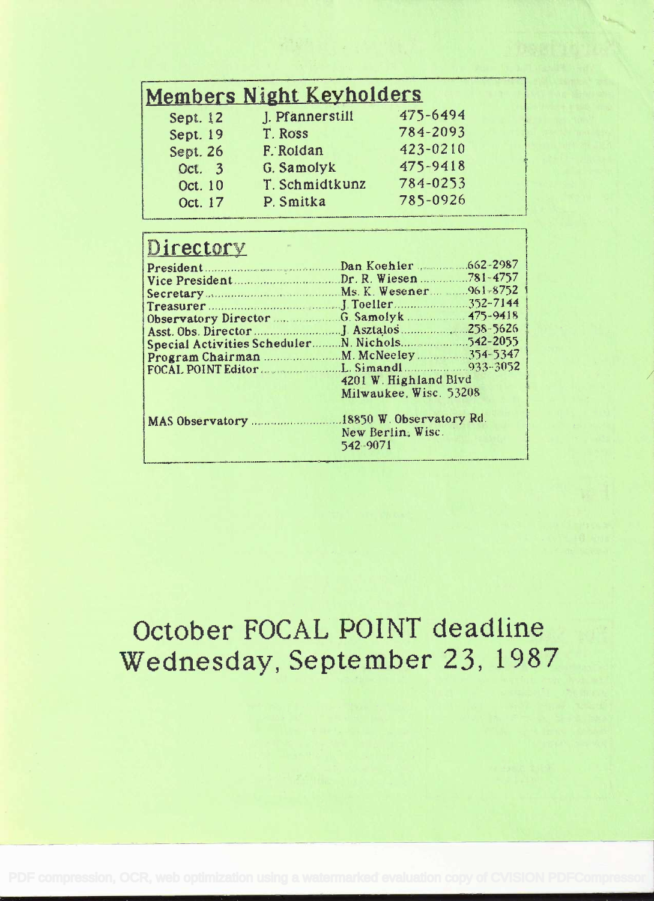## Members Night Keyholders

| Date | Name | Phone |
| --- | --- | --- |
| Sept. 12 | J. Pfannerstill | 475-6494 |
| Sept. 19 | T. Ross | 784-2093 |
| Sept. 26 | F. Roldan | 423-0210 |
| Oct. 3 | G. Samolyk | 475-9418 |
| Oct. 10 | T. Schmidtkunz | 784-0253 |
| Oct. 17 | P. Smitka | 785-0926 |

## Directory

| Position | Name | Phone |
| --- | --- | --- |
| President | Dan Koehler | 662-2987 |
| Vice President | Dr. R. Wiesen | 781-4757 |
| Secretary | Ms. K. Wesener | 961-8752 |
| Treasurer | J. Toeller | 352-7144 |
| Observatory Director | G. Samolyk | 475-9418 |
| Asst. Obs. Director | J. Asztalos | 258-5626 |
| Special Activities Scheduler | N. Nichols | 542-2055 |
| Program Chairman | M. McNeeley | 354-5347 |
| FOCAL POINT Editor | L. Simandl<br>4201 W. Highland Blvd<br>Milwaukee, Wisc. 53208 | 933-3052 |
| MAS Observatory | 18850 W. Observatory Rd.<br>New Berlin, Wisc.<br>542-9071 | |

# October FOCAL POINT deadline Wednesday, September 23, 1987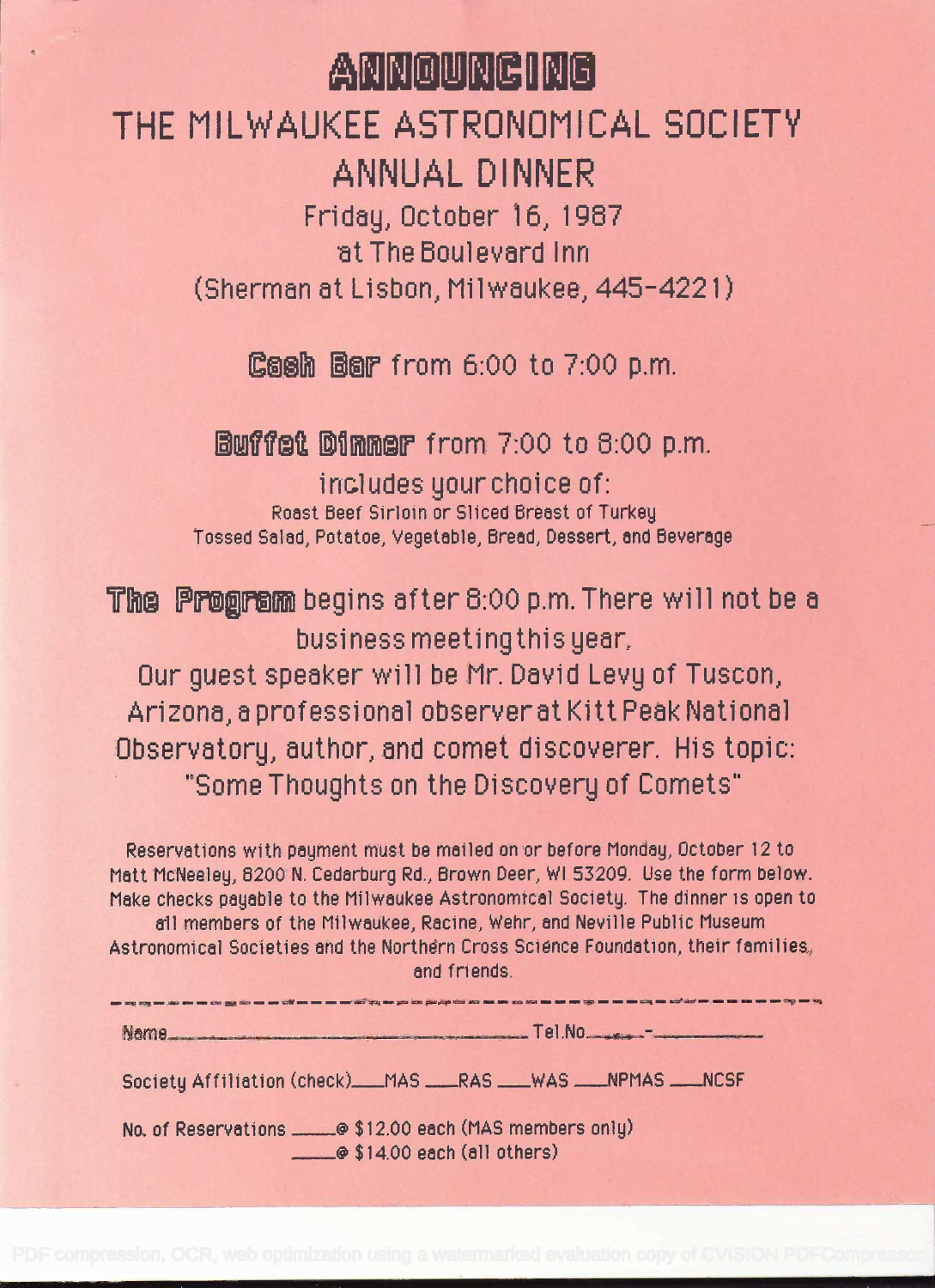# ANNOUNCING

# THE MILWAUKEE ASTRONOMICAL SOCIETY ANNUAL DINNER

Friday, October 16, 1987
at The Boulevard Inn
(Sherman at Lisbon, Milwaukee, 445-4221)

**Cash Bar** from 6:00 to 7:00 p.m.

**Buffet Dinner** from 7:00 to 8:00 p.m.

includes your choice of:
Roast Beef Sirloin or Sliced Breast of Turkey
Tossed Salad, Potatoe, Vegetable, Bread, Dessert, and Beverage

**The Program** begins after 8:00 p.m. There will not be a business meeting this year.

Our guest speaker will be Mr. David Levy of Tuscon, Arizona, a professional observer at Kitt Peak National Observatory, author, and comet discoverer. His topic: "Some Thoughts on the Discovery of Comets"

Reservations with payment must be mailed on or before Monday, October 12 to Matt McNeeley, 8200 N. Cedarburg Rd., Brown Deer, WI 53209. Use the form below. Make checks payable to the Milwaukee Astronomical Society. The dinner is open to all members of the Milwaukee, Racine, Wehr, and Neville Public Museum Astronomical Societies and the Northern Cross Science Foundation, their families, and friends.

---

Name\_\_\_\_\_\_\_\_\_\_\_\_\_\_\_\_\_\_\_\_\_\_\_\_\_\_\_\_\_\_ Tel.No.\_\_\_\_-\_\_\_\_\_\_\_\_

Society Affiliation (check)\_\_\_MAS \_\_\_RAS \_\_\_WAS \_\_\_NPMAS \_\_\_NCSF

No. of Reservations \_\_\_\_@ $12.00 each (MAS members only)
\_\_\_\_@ $14.00 each (all others)